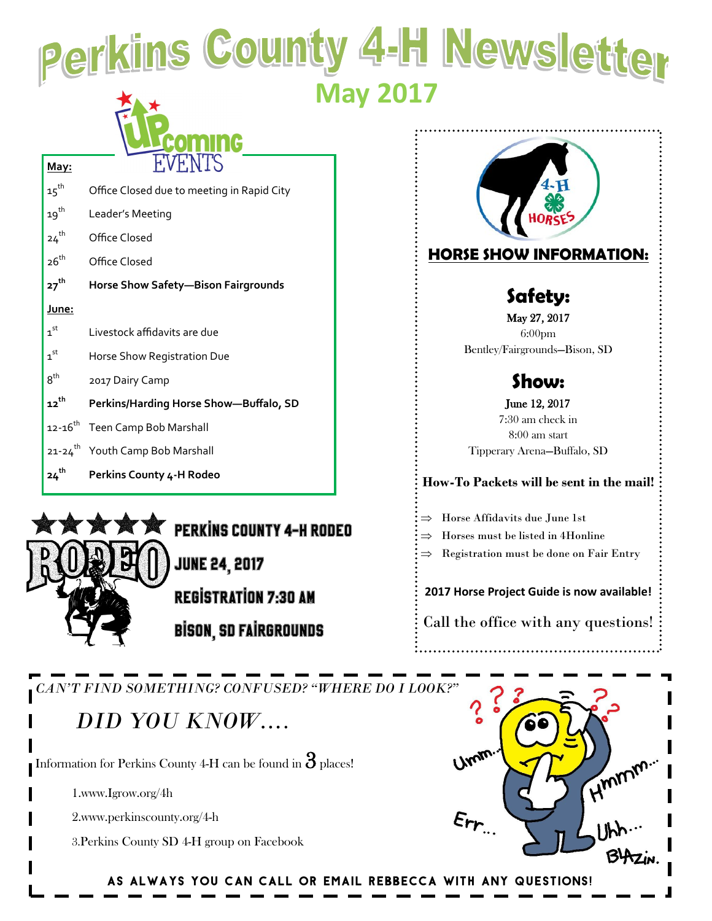# Perkins County 4-H Newsletter

## May 2017

### Upcoming Events

**May:**

| | |
|---|---|
| 15th | Office Closed due to meeting in Rapid City |
| 19th | Leader's Meeting |
| 24th | Office Closed |
| 26th | Office Closed |
| **27th** | **Horse Show Safety—Bison Fairgrounds** |

**June:**

| | |
|---|---|
| 1st | Livestock affidavits are due |
| 1st | Horse Show Registration Due |
| 8th | 2017 Dairy Camp |
| **12th** | **Perkins/Harding Horse Show—Buffalo, SD** |
| 12-16th | Teen Camp Bob Marshall |
| 21-24th | Youth Camp Bob Marshall |
| **24th** | **Perkins County 4-H Rodeo** |

### RODEO

PERKINS COUNTY 4-H RODEO

JUNE 24, 2017

REGISTRATION 7:30 AM

BISON, SD FAIRGROUNDS

## HORSE SHOW INFORMATION:

### Safety:

May 27, 2017
6:00pm
Bentley/Fairgrounds—Bison, SD

### Show:

June 12, 2017
7:30 am check in
8:00 am start
Tipperary Arena—Buffalo, SD

**How-To Packets will be sent in the mail!**

- Horse Affidavits due June 1st
- Horses must be listed in 4Honline
- Registration must be done on Fair Entry

**2017 Horse Project Guide is now available!**

Call the office with any questions!

*CAN'T FIND SOMETHING? CONFUSED? "WHERE DO I LOOK?"*

## *DID YOU KNOW….*

Information for Perkins County 4-H can be found in 3 places!

1. www.Igrow.org/4h
2. www.perkinscounty.org/4-h
3. Perkins County SD 4-H group on Facebook

**AS ALWAYS YOU CAN CALL OR EMAIL REBBECCA WITH ANY QUESTIONS!**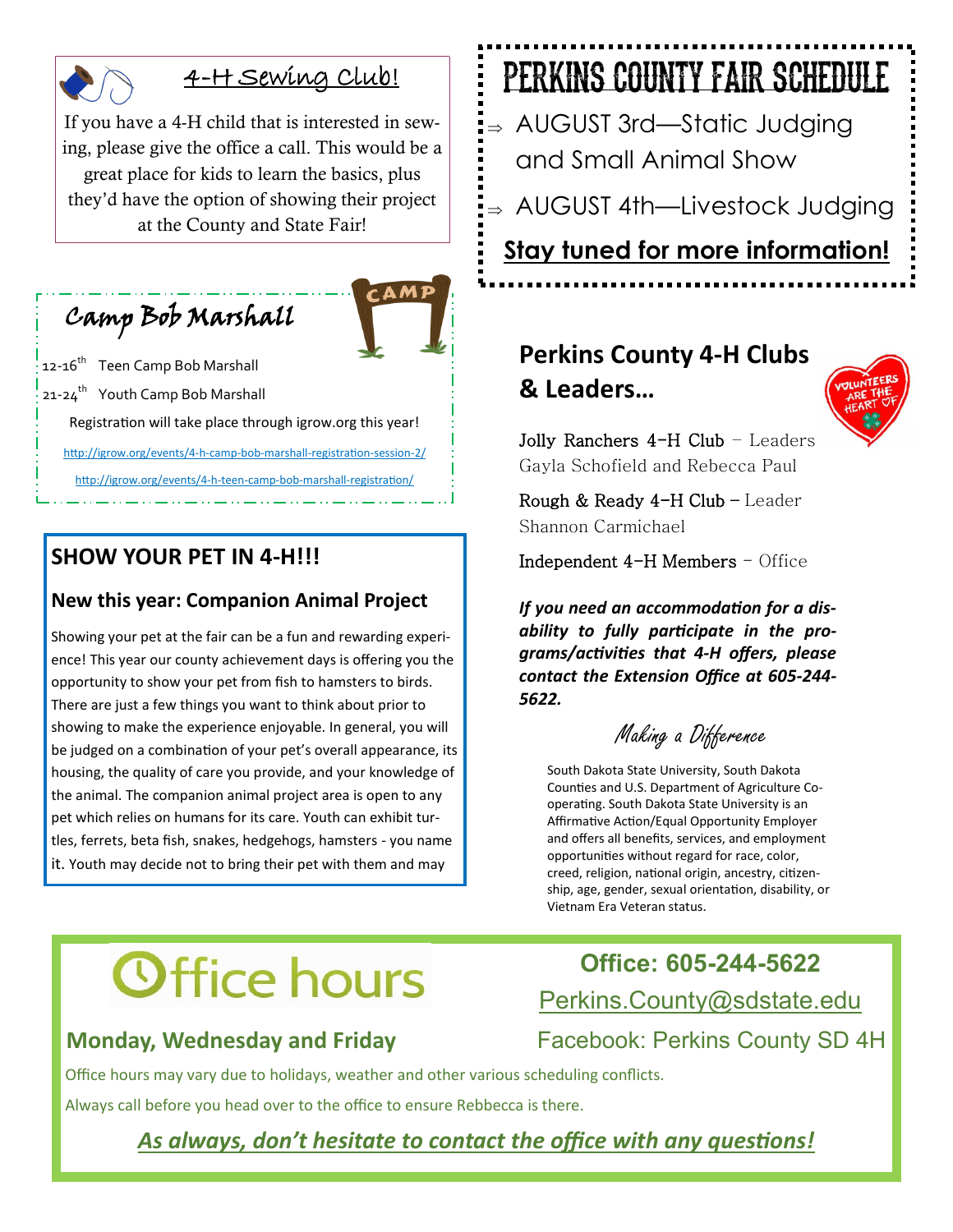## 4-H Sewing Club!

If you have a 4-H child that is interested in sewing, please give the office a call. This would be a great place for kids to learn the basics, plus they'd have the option of showing their project at the County and State Fair!

## Camp Bob Marshall

CAMP

12-16th Teen Camp Bob Marshall

21-24th Youth Camp Bob Marshall

Registration will take place through igrow.org this year!

http://igrow.org/events/4-h-camp-bob-marshall-registration-session-2/

http://igrow.org/events/4-h-teen-camp-bob-marshall-registration/

## SHOW YOUR PET IN 4-H!!!

### New this year: Companion Animal Project

Showing your pet at the fair can be a fun and rewarding experience! This year our county achievement days is offering you the opportunity to show your pet from fish to hamsters to birds. There are just a few things you want to think about prior to showing to make the experience enjoyable. In general, you will be judged on a combination of your pet's overall appearance, its housing, the quality of care you provide, and your knowledge of the animal. The companion animal project area is open to any pet which relies on humans for its care. Youth can exhibit turtles, ferrets, beta fish, snakes, hedgehogs, hamsters - you name it. Youth may decide not to bring their pet with them and may

## PERKINS COUNTY FAIR SCHEDULE

- AUGUST 3rd—Static Judging and Small Animal Show
- AUGUST 4th—Livestock Judging

**Stay tuned for more information!**

## Perkins County 4-H Clubs & Leaders…

VOLUNTEERS ARE THE HEART OF 4-H

Jolly Ranchers 4-H Club – Leaders Gayla Schofield and Rebecca Paul

Rough & Ready 4-H Club – Leader Shannon Carmichael

Independent 4-H Members – Office

***If you need an accommodation for a disability to fully participate in the programs/activities that 4-H offers, please contact the Extension Office at 605-244-5622.***

*Making a Difference*

South Dakota State University, South Dakota Counties and U.S. Department of Agriculture Cooperating. South Dakota State University is an Affirmative Action/Equal Opportunity Employer and offers all benefits, services, and employment opportunities without regard for race, color, creed, religion, national origin, ancestry, citizenship, age, gender, sexual orientation, disability, or Vietnam Era Veteran status.

## Office hours

**Monday, Wednesday and Friday**

**Office: 605-244-5622**

Perkins.County@sdstate.edu

Facebook: Perkins County SD 4H

Office hours may vary due to holidays, weather and other various scheduling conflicts.

Always call before you head over to the office to ensure Rebbecca is there.

***As always, don't hesitate to contact the office with any questions!***